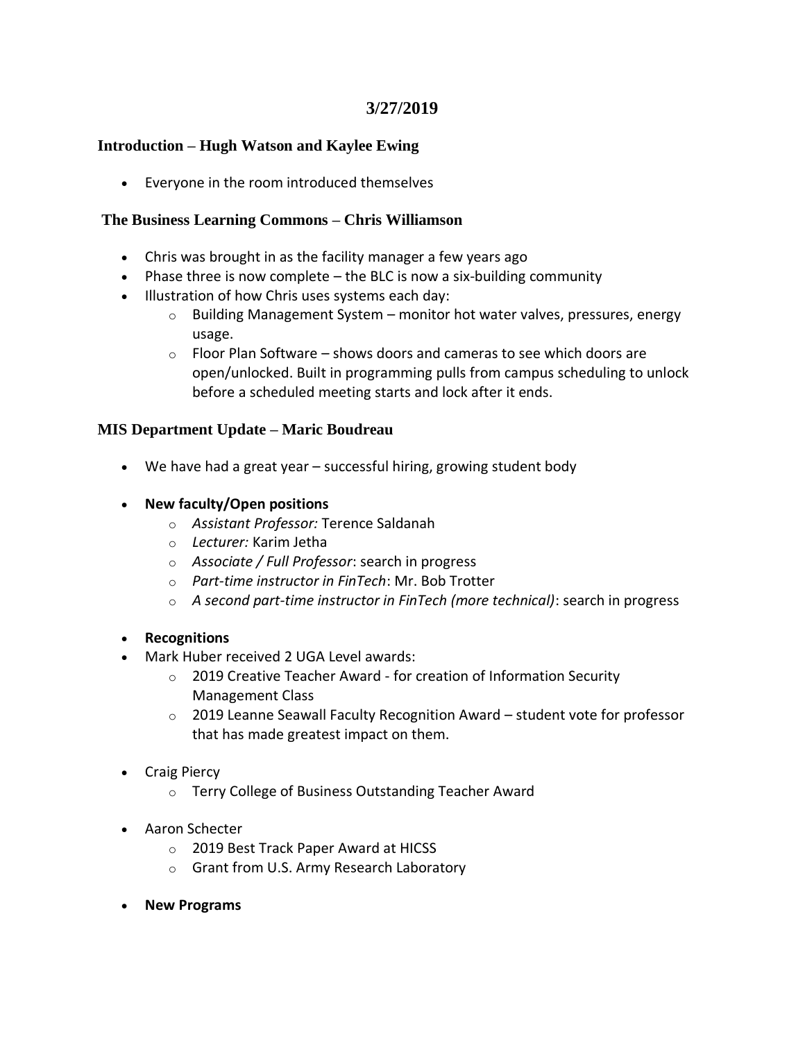# 3/27/2019

## Introduction – Hugh Watson and Kaylee Ewing

- Everyone in the room introduced themselves

## The Business Learning Commons – Chris Williamson

- Chris was brought in as the facility manager a few years ago
- Phase three is now complete – the BLC is now a six-building community
- Illustration of how Chris uses systems each day:
  - Building Management System – monitor hot water valves, pressures, energy usage.
  - Floor Plan Software – shows doors and cameras to see which doors are open/unlocked. Built in programming pulls from campus scheduling to unlock before a scheduled meeting starts and lock after it ends.

## MIS Department Update – Maric Boudreau

- We have had a great year – successful hiring, growing student body
- **New faculty/Open positions**
  - *Assistant Professor:* Terence Saldanah
  - *Lecturer:* Karim Jetha
  - *Associate / Full Professor*: search in progress
  - *Part-time instructor in FinTech*: Mr. Bob Trotter
  - *A second part-time instructor in FinTech (more technical)*: search in progress
- **Recognitions**
- Mark Huber received 2 UGA Level awards:
  - 2019 Creative Teacher Award - for creation of Information Security Management Class
  - 2019 Leanne Seawall Faculty Recognition Award – student vote for professor that has made greatest impact on them.
- Craig Piercy
  - Terry College of Business Outstanding Teacher Award
- Aaron Schecter
  - 2019 Best Track Paper Award at HICSS
  - Grant from U.S. Army Research Laboratory
- **New Programs**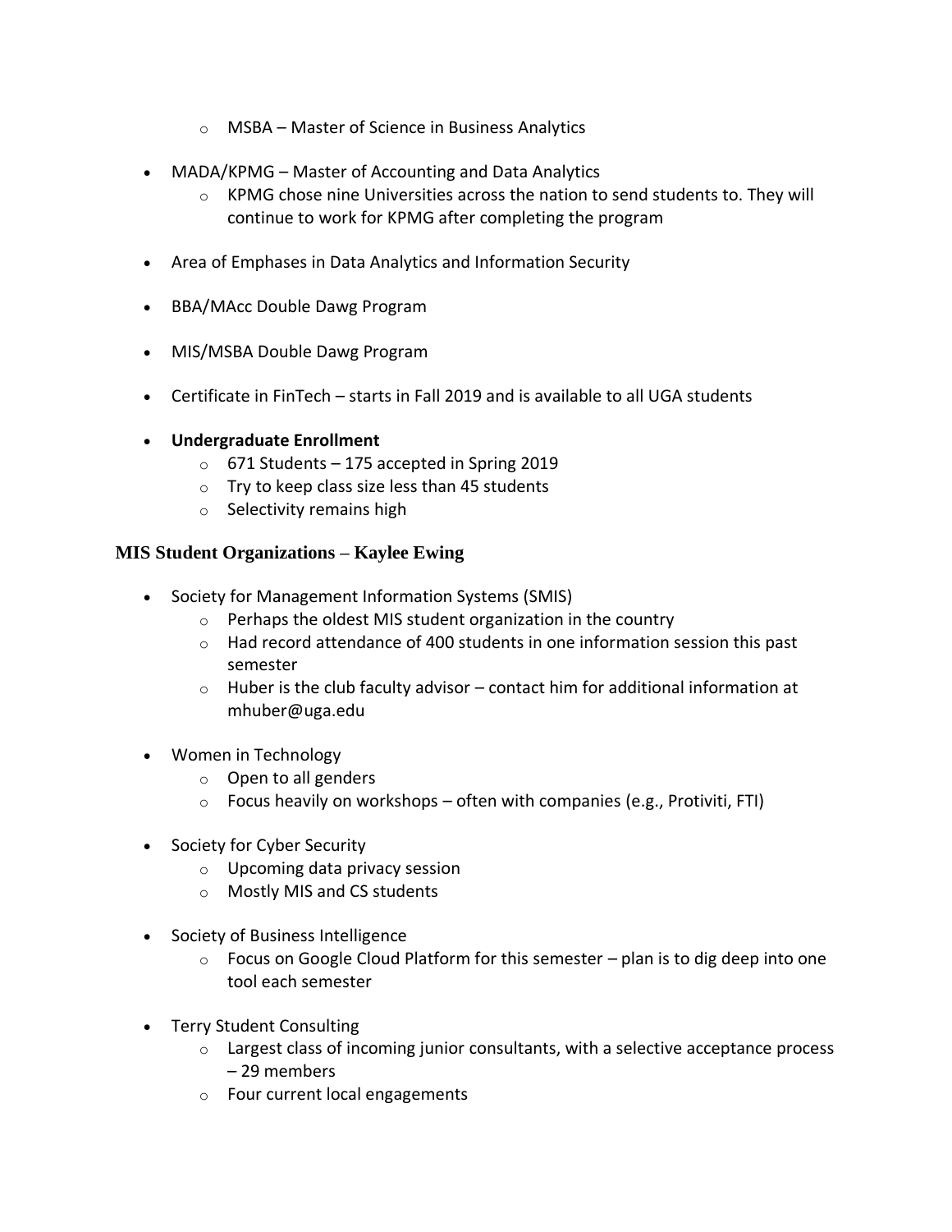- MSBA – Master of Science in Business Analytics

- MADA/KPMG – Master of Accounting and Data Analytics
  - KPMG chose nine Universities across the nation to send students to. They will continue to work for KPMG after completing the program

- Area of Emphases in Data Analytics and Information Security

- BBA/MAcc Double Dawg Program

- MIS/MSBA Double Dawg Program

- Certificate in FinTech – starts in Fall 2019 and is available to all UGA students

- **Undergraduate Enrollment**
  - 671 Students – 175 accepted in Spring 2019
  - Try to keep class size less than 45 students
  - Selectivity remains high

### MIS Student Organizations – Kaylee Ewing

- Society for Management Information Systems (SMIS)
  - Perhaps the oldest MIS student organization in the country
  - Had record attendance of 400 students in one information session this past semester
  - Huber is the club faculty advisor – contact him for additional information at mhuber@uga.edu

- Women in Technology
  - Open to all genders
  - Focus heavily on workshops – often with companies (e.g., Protiviti, FTI)

- Society for Cyber Security
  - Upcoming data privacy session
  - Mostly MIS and CS students

- Society of Business Intelligence
  - Focus on Google Cloud Platform for this semester – plan is to dig deep into one tool each semester

- Terry Student Consulting
  - Largest class of incoming junior consultants, with a selective acceptance process – 29 members
  - Four current local engagements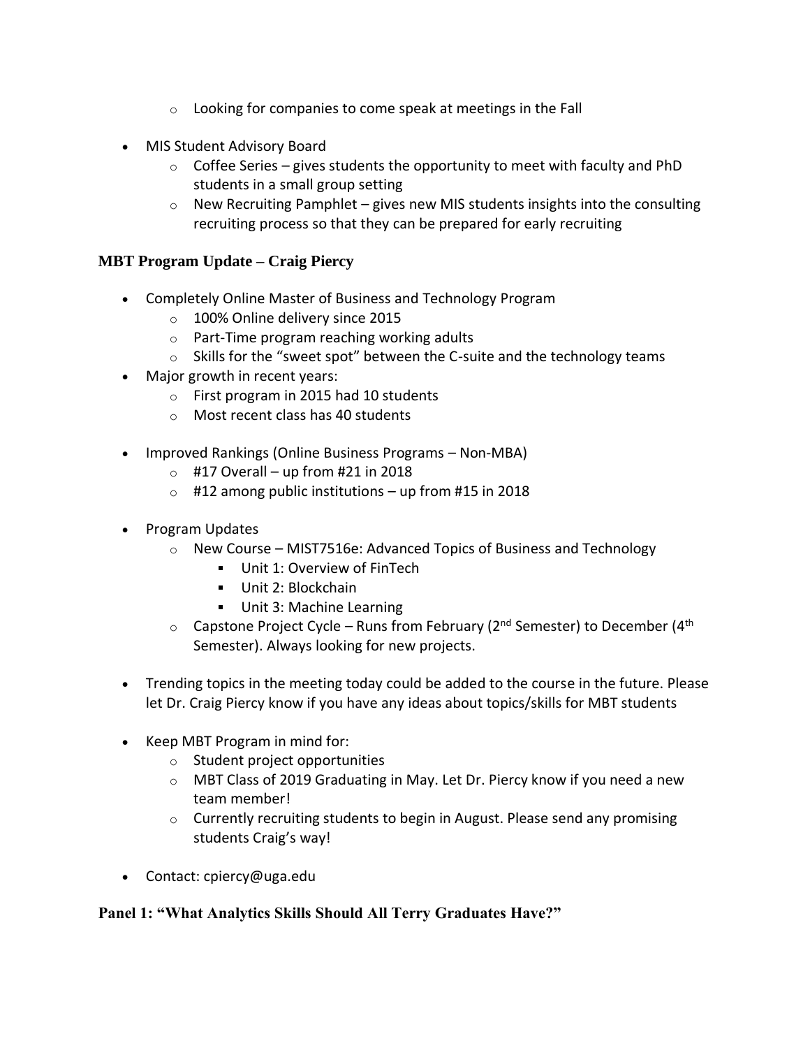- Looking for companies to come speak at meetings in the Fall

- MIS Student Advisory Board
  - Coffee Series – gives students the opportunity to meet with faculty and PhD students in a small group setting
  - New Recruiting Pamphlet – gives new MIS students insights into the consulting recruiting process so that they can be prepared for early recruiting

### MBT Program Update – Craig Piercy

- Completely Online Master of Business and Technology Program
  - 100% Online delivery since 2015
  - Part-Time program reaching working adults
  - Skills for the "sweet spot" between the C-suite and the technology teams
- Major growth in recent years:
  - First program in 2015 had 10 students
  - Most recent class has 40 students

- Improved Rankings (Online Business Programs – Non-MBA)
  - #17 Overall – up from #21 in 2018
  - #12 among public institutions – up from #15 in 2018

- Program Updates
  - New Course – MIST7516e: Advanced Topics of Business and Technology
    - Unit 1: Overview of FinTech
    - Unit 2: Blockchain
    - Unit 3: Machine Learning
  - Capstone Project Cycle – Runs from February (2nd Semester) to December (4th Semester). Always looking for new projects.

- Trending topics in the meeting today could be added to the course in the future. Please let Dr. Craig Piercy know if you have any ideas about topics/skills for MBT students

- Keep MBT Program in mind for:
  - Student project opportunities
  - MBT Class of 2019 Graduating in May. Let Dr. Piercy know if you need a new team member!
  - Currently recruiting students to begin in August. Please send any promising students Craig's way!

- Contact: cpiercy@uga.edu

### Panel 1: "What Analytics Skills Should All Terry Graduates Have?"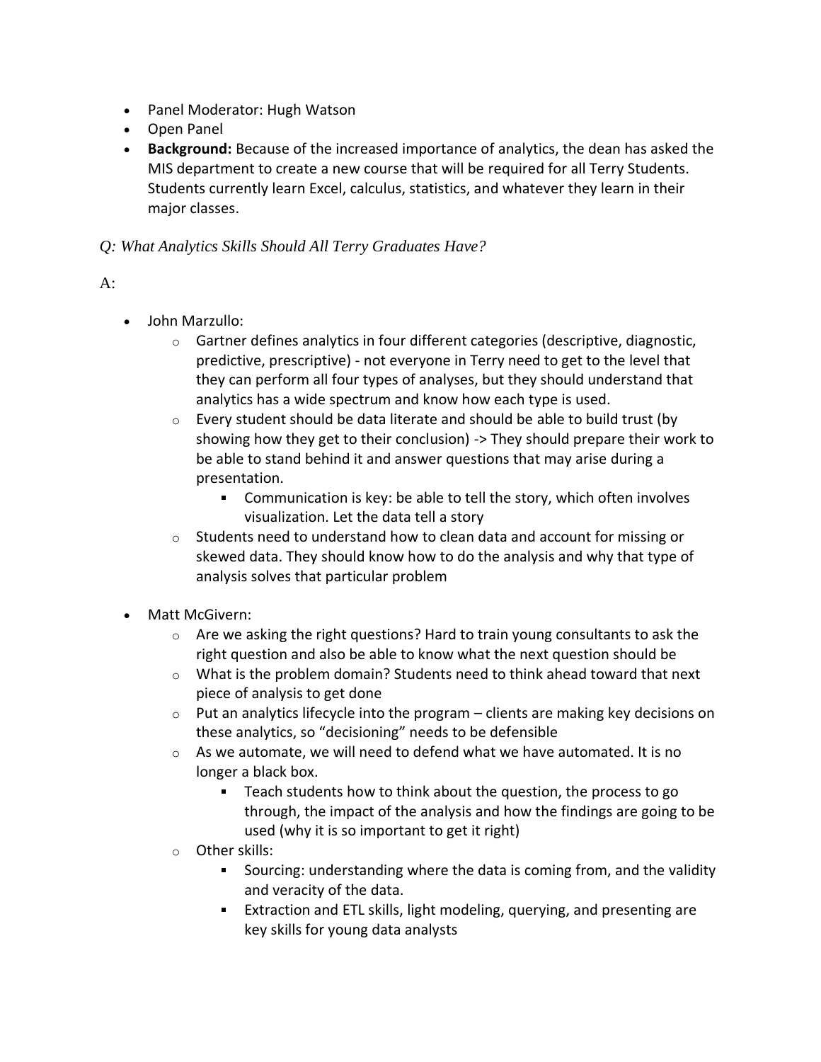- Panel Moderator: Hugh Watson
- Open Panel
- **Background:** Because of the increased importance of analytics, the dean has asked the MIS department to create a new course that will be required for all Terry Students. Students currently learn Excel, calculus, statistics, and whatever they learn in their major classes.

*Q: What Analytics Skills Should All Terry Graduates Have?*

A:

- John Marzullo:
  - Gartner defines analytics in four different categories (descriptive, diagnostic, predictive, prescriptive) - not everyone in Terry need to get to the level that they can perform all four types of analyses, but they should understand that analytics has a wide spectrum and know how each type is used.
  - Every student should be data literate and should be able to build trust (by showing how they get to their conclusion) -> They should prepare their work to be able to stand behind it and answer questions that may arise during a presentation.
    - Communication is key: be able to tell the story, which often involves visualization. Let the data tell a story
  - Students need to understand how to clean data and account for missing or skewed data. They should know how to do the analysis and why that type of analysis solves that particular problem

- Matt McGivern:
  - Are we asking the right questions? Hard to train young consultants to ask the right question and also be able to know what the next question should be
  - What is the problem domain? Students need to think ahead toward that next piece of analysis to get done
  - Put an analytics lifecycle into the program – clients are making key decisions on these analytics, so "decisioning" needs to be defensible
  - As we automate, we will need to defend what we have automated. It is no longer a black box.
    - Teach students how to think about the question, the process to go through, the impact of the analysis and how the findings are going to be used (why it is so important to get it right)
  - Other skills:
    - Sourcing: understanding where the data is coming from, and the validity and veracity of the data.
    - Extraction and ETL skills, light modeling, querying, and presenting are key skills for young data analysts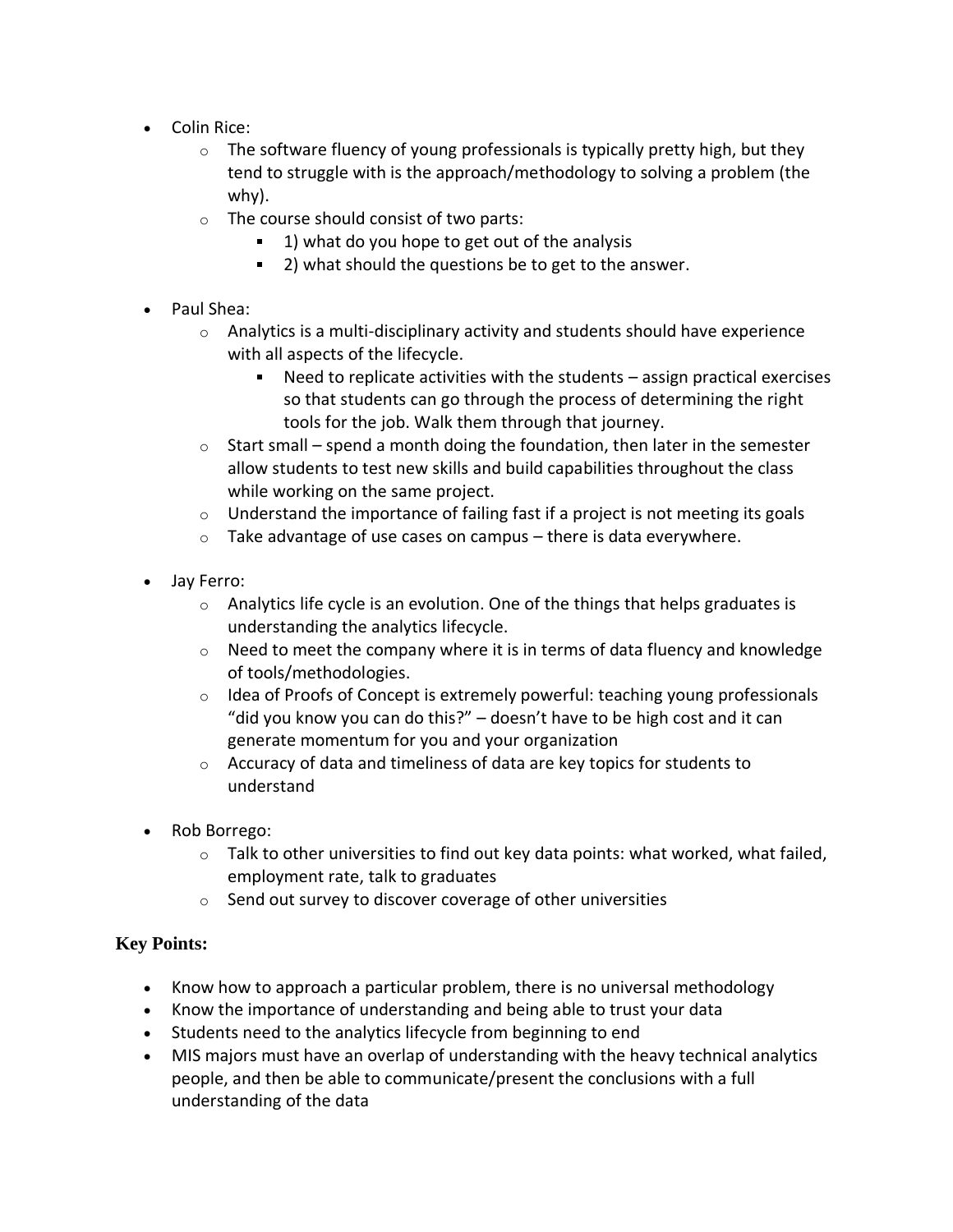- Colin Rice:
  - The software fluency of young professionals is typically pretty high, but they tend to struggle with is the approach/methodology to solving a problem (the why).
  - The course should consist of two parts:
    - 1) what do you hope to get out of the analysis
    - 2) what should the questions be to get to the answer.

- Paul Shea:
  - Analytics is a multi-disciplinary activity and students should have experience with all aspects of the lifecycle.
    - Need to replicate activities with the students – assign practical exercises so that students can go through the process of determining the right tools for the job. Walk them through that journey.
  - Start small – spend a month doing the foundation, then later in the semester allow students to test new skills and build capabilities throughout the class while working on the same project.
  - Understand the importance of failing fast if a project is not meeting its goals
  - Take advantage of use cases on campus – there is data everywhere.

- Jay Ferro:
  - Analytics life cycle is an evolution. One of the things that helps graduates is understanding the analytics lifecycle.
  - Need to meet the company where it is in terms of data fluency and knowledge of tools/methodologies.
  - Idea of Proofs of Concept is extremely powerful: teaching young professionals "did you know you can do this?" – doesn't have to be high cost and it can generate momentum for you and your organization
  - Accuracy of data and timeliness of data are key topics for students to understand

- Rob Borrego:
  - Talk to other universities to find out key data points: what worked, what failed, employment rate, talk to graduates
  - Send out survey to discover coverage of other universities

**Key Points:**

- Know how to approach a particular problem, there is no universal methodology
- Know the importance of understanding and being able to trust your data
- Students need to the analytics lifecycle from beginning to end
- MIS majors must have an overlap of understanding with the heavy technical analytics people, and then be able to communicate/present the conclusions with a full understanding of the data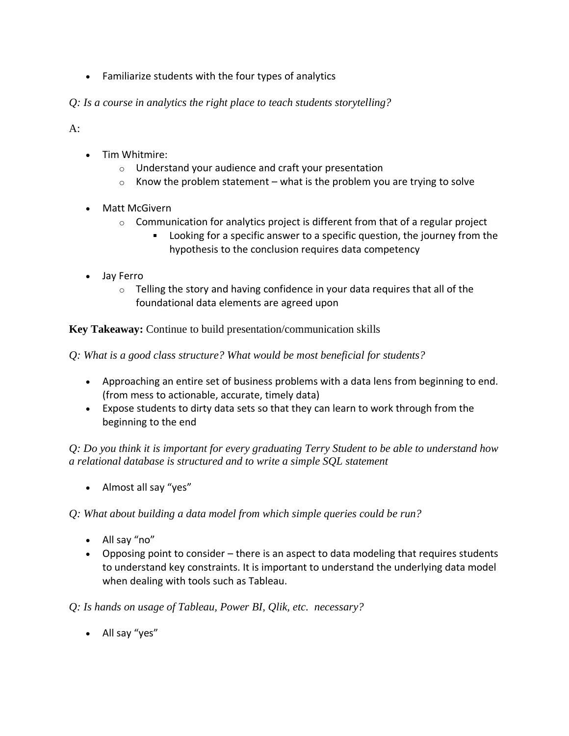- Familiarize students with the four types of analytics

*Q: Is a course in analytics the right place to teach students storytelling?*

A:

- Tim Whitmire:
  - Understand your audience and craft your presentation
  - Know the problem statement – what is the problem you are trying to solve

- Matt McGivern
  - Communication for analytics project is different from that of a regular project
    - Looking for a specific answer to a specific question, the journey from the hypothesis to the conclusion requires data competency

- Jay Ferro
  - Telling the story and having confidence in your data requires that all of the foundational data elements are agreed upon

**Key Takeaway:** Continue to build presentation/communication skills

*Q: What is a good class structure? What would be most beneficial for students?*

- Approaching an entire set of business problems with a data lens from beginning to end. (from mess to actionable, accurate, timely data)
- Expose students to dirty data sets so that they can learn to work through from the beginning to the end

*Q: Do you think it is important for every graduating Terry Student to be able to understand how a relational database is structured and to write a simple SQL statement*

- Almost all say "yes"

*Q: What about building a data model from which simple queries could be run?*

- All say "no"
- Opposing point to consider – there is an aspect to data modeling that requires students to understand key constraints. It is important to understand the underlying data model when dealing with tools such as Tableau.

*Q: Is hands on usage of Tableau, Power BI, Qlik, etc. necessary?*

- All say "yes"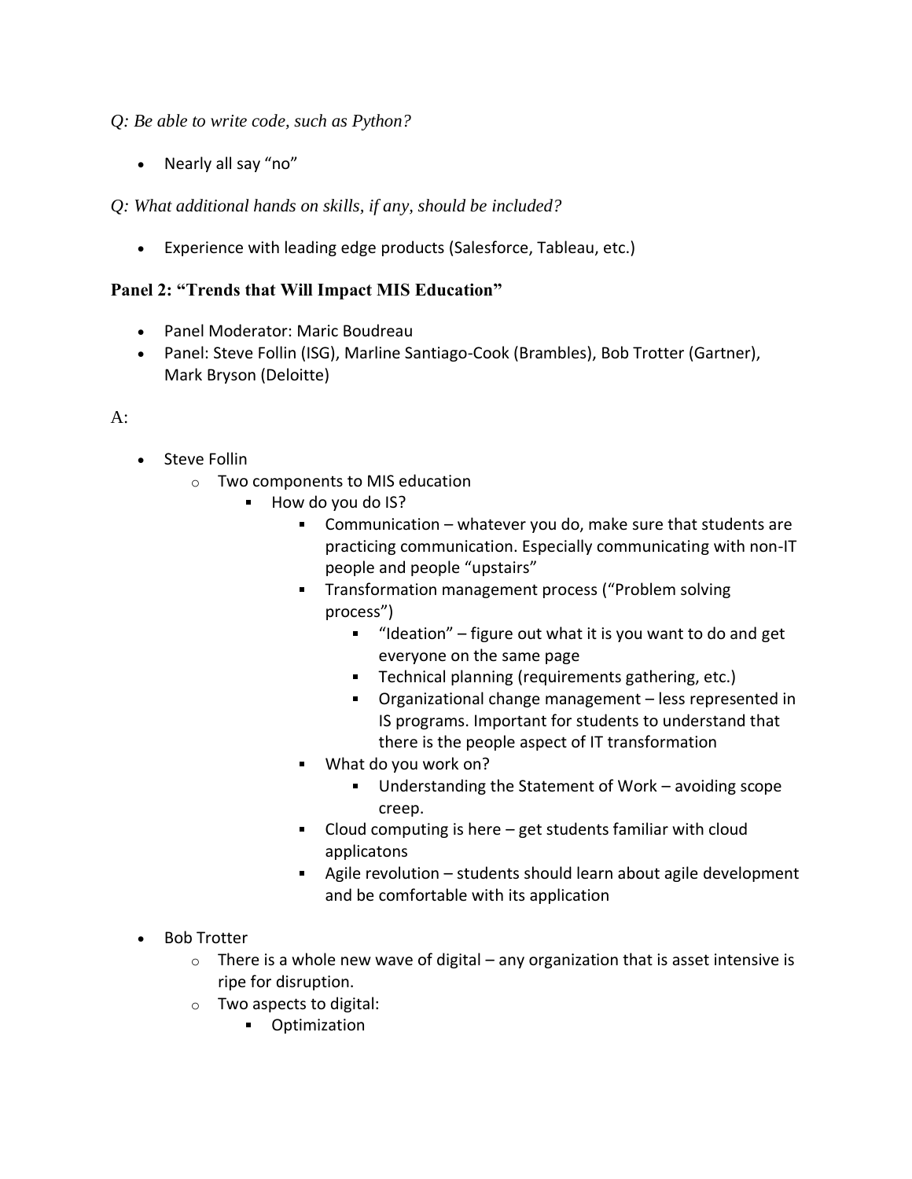*Q: Be able to write code, such as Python?*

- Nearly all say "no"

*Q: What additional hands on skills, if any, should be included?*

- Experience with leading edge products (Salesforce, Tableau, etc.)

**Panel 2: "Trends that Will Impact MIS Education"**

- Panel Moderator: Maric Boudreau
- Panel: Steve Follin (ISG), Marline Santiago-Cook (Brambles), Bob Trotter (Gartner), Mark Bryson (Deloitte)

A:

- Steve Follin
  - Two components to MIS education
    - How do you do IS?
      - Communication – whatever you do, make sure that students are practicing communication. Especially communicating with non-IT people and people "upstairs"
      - Transformation management process ("Problem solving process")
        - "Ideation" – figure out what it is you want to do and get everyone on the same page
        - Technical planning (requirements gathering, etc.)
        - Organizational change management – less represented in IS programs. Important for students to understand that there is the people aspect of IT transformation
      - What do you work on?
        - Understanding the Statement of Work – avoiding scope creep.
      - Cloud computing is here – get students familiar with cloud applicatons
      - Agile revolution – students should learn about agile development and be comfortable with its application

- Bob Trotter
  - There is a whole new wave of digital – any organization that is asset intensive is ripe for disruption.
  - Two aspects to digital:
    - Optimization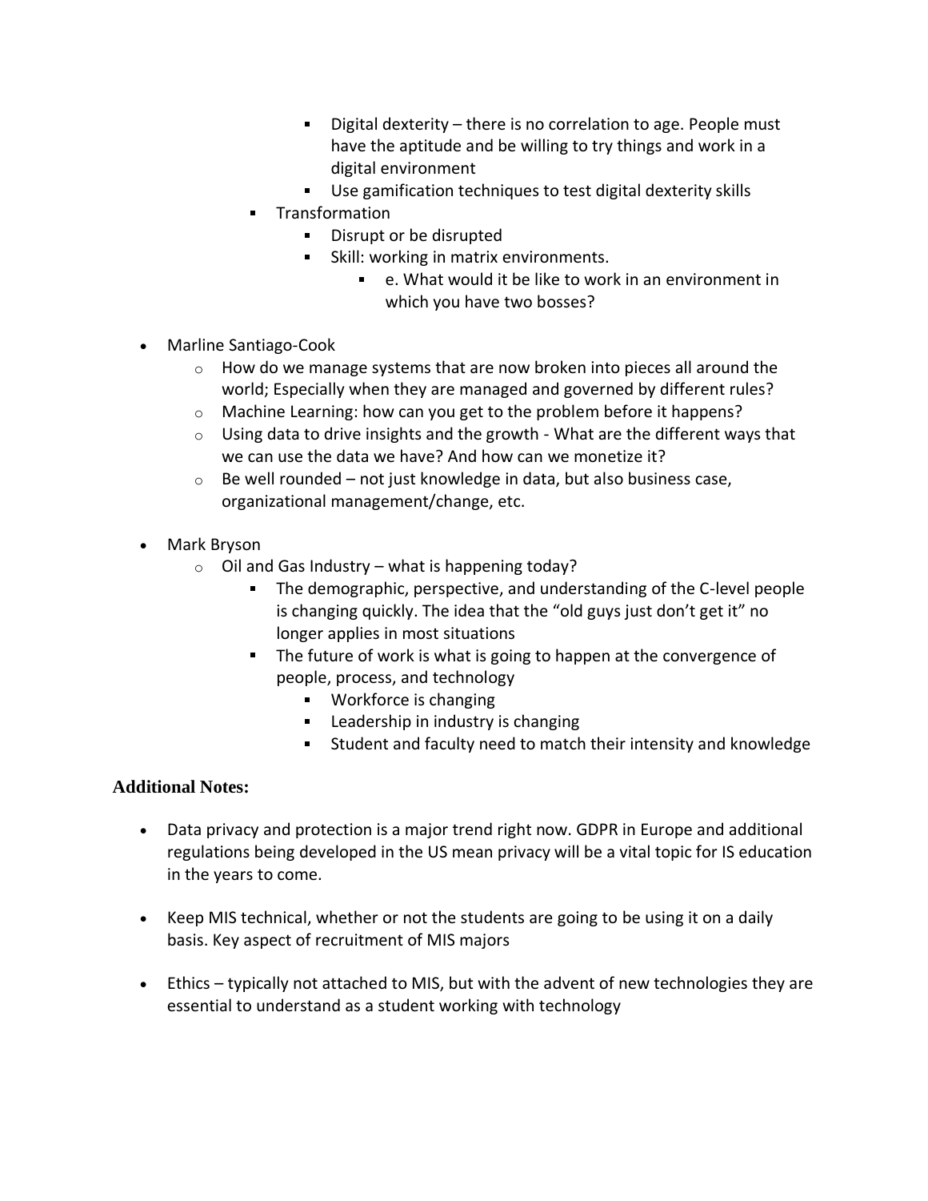- Digital dexterity – there is no correlation to age. People must have the aptitude and be willing to try things and work in a digital environment
        - Use gamification techniques to test digital dexterity skills
    - Transformation
        - Disrupt or be disrupted
        - Skill: working in matrix environments.
            - e. What would it be like to work in an environment in which you have two bosses?

- Marline Santiago-Cook
    - How do we manage systems that are now broken into pieces all around the world; Especially when they are managed and governed by different rules?
    - Machine Learning: how can you get to the problem before it happens?
    - Using data to drive insights and the growth - What are the different ways that we can use the data we have? And how can we monetize it?
    - Be well rounded – not just knowledge in data, but also business case, organizational management/change, etc.

- Mark Bryson
    - Oil and Gas Industry – what is happening today?
        - The demographic, perspective, and understanding of the C-level people is changing quickly. The idea that the "old guys just don't get it" no longer applies in most situations
        - The future of work is what is going to happen at the convergence of people, process, and technology
            - Workforce is changing
            - Leadership in industry is changing
            - Student and faculty need to match their intensity and knowledge

**Additional Notes:**

- Data privacy and protection is a major trend right now. GDPR in Europe and additional regulations being developed in the US mean privacy will be a vital topic for IS education in the years to come.

- Keep MIS technical, whether or not the students are going to be using it on a daily basis. Key aspect of recruitment of MIS majors

- Ethics – typically not attached to MIS, but with the advent of new technologies they are essential to understand as a student working with technology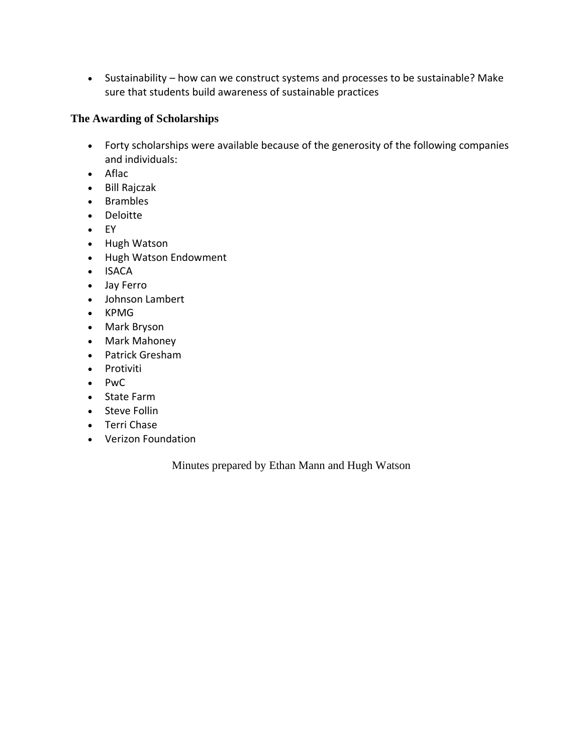- Sustainability – how can we construct systems and processes to be sustainable? Make sure that students build awareness of sustainable practices

### The Awarding of Scholarships

- Forty scholarships were available because of the generosity of the following companies and individuals:
- Aflac
- Bill Rajczak
- Brambles
- Deloitte
- EY
- Hugh Watson
- Hugh Watson Endowment
- ISACA
- Jay Ferro
- Johnson Lambert
- KPMG
- Mark Bryson
- Mark Mahoney
- Patrick Gresham
- Protiviti
- PwC
- State Farm
- Steve Follin
- Terri Chase
- Verizon Foundation

Minutes prepared by Ethan Mann and Hugh Watson